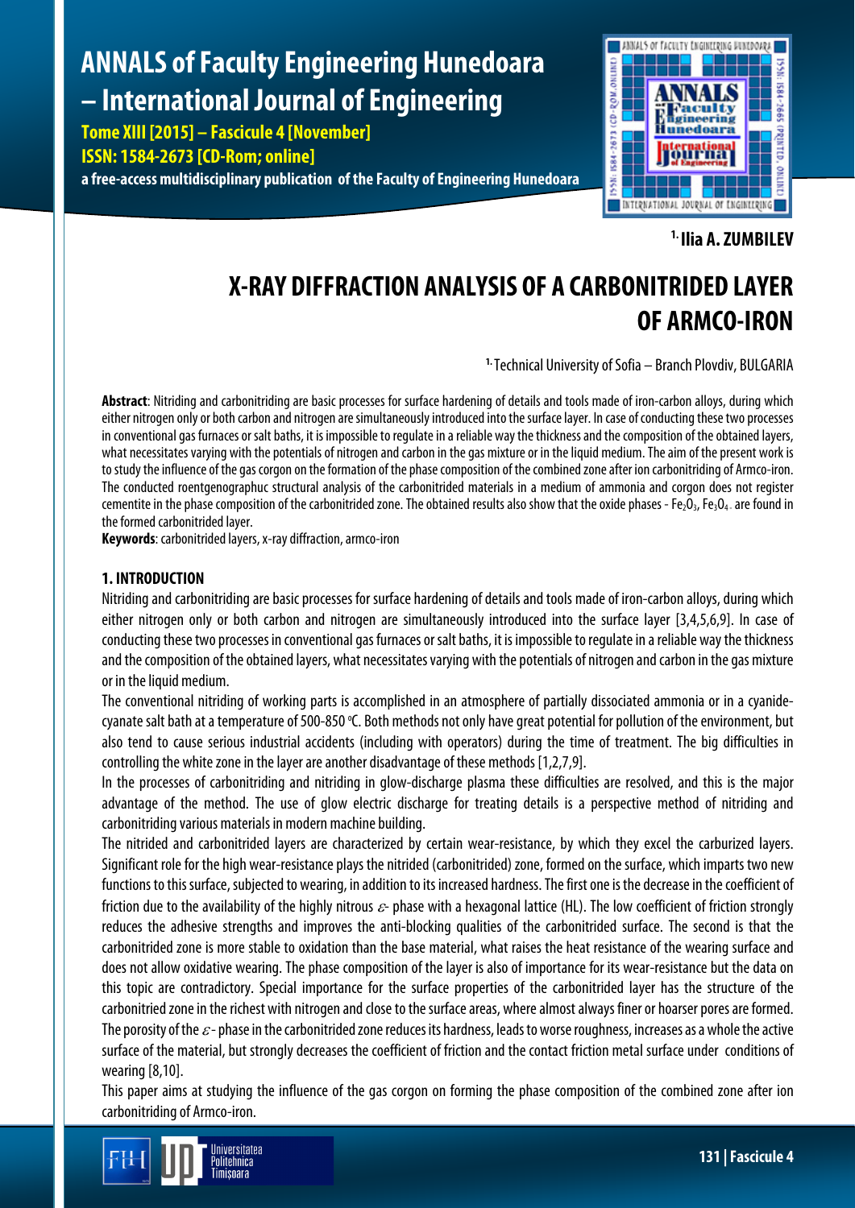[1.] Ilia A. ZUMBILEV

# X-RAY DIFFRACTION ANALYSIS OF A CARBONITRIDED LAYER OF ARMCO-IRON

[1.] Technical University of Sofia – Branch Plovdiv, BULGARIA

**Abstract**: Nitriding and carbonitriding are basic processes for surface hardening of details and tools made of iron-carbon alloys, during which either nitrogen only or both carbon and nitrogen are simultaneously introduced into the surface layer. In case of conducting these two processes in conventional gas furnaces or salt baths, it is impossible to regulate in a reliable way the thickness and the composition of the obtained layers, what necessitates varying with the potentials of nitrogen and carbon in the gas mixture or in the liquid medium. The aim of the present work is to study the influence of the gas corgon on the formation of the phase composition of the combined zone after ion carbonitriding of Armco-iron. The conducted roentgenographuc structural analysis of the carbonitrided materials in a medium of ammonia and corgon does not register cementite in the phase composition of the carbonitrided zone. The obtained results also show that the oxide phases - $Fe_2O_3$, $Fe_3O_4$ are found in the formed carbonitrided layer.

**Keywords**: carbonitrided layers, x-ray diffraction, armco-iron

## 1. INTRODUCTION

Nitriding and carbonitriding are basic processes for surface hardening of details and tools made of iron-carbon alloys, during which either nitrogen only or both carbon and nitrogen are simultaneously introduced into the surface layer [3,4,5,6,9]. In case of conducting these two processes in conventional gas furnaces or salt baths, it is impossible to regulate in a reliable way the thickness and the composition of the obtained layers, what necessitates varying with the potentials of nitrogen and carbon in the gas mixture or in the liquid medium.

The conventional nitriding of working parts is accomplished in an atmosphere of partially dissociated ammonia or in a cyanide-cyanate salt bath at a temperature of 500-850 °C. Both methods not only have great potential for pollution of the environment, but also tend to cause serious industrial accidents (including with operators) during the time of treatment. The big difficulties in controlling the white zone in the layer are another disadvantage of these methods [1,2,7,9].

In the processes of carbonitriding and nitriding in glow-discharge plasma these difficulties are resolved, and this is the major advantage of the method. The use of glow electric discharge for treating details is a perspective method of nitriding and carbonitriding various materials in modern machine building.

The nitrided and carbonitrided layers are characterized by certain wear-resistance, by which they excel the carburized layers. Significant role for the high wear-resistance plays the nitrided (carbonitrided) zone, formed on the surface, which imparts two new functions to this surface, subjected to wearing, in addition to its increased hardness. The first one is the decrease in the coefficient of friction due to the availability of the highly nitrous $\varepsilon$- phase with a hexagonal lattice (HL). The low coefficient of friction strongly reduces the adhesive strengths and improves the anti-blocking qualities of the carbonitrided surface. The second is that the carbonitrided zone is more stable to oxidation than the base material, what raises the heat resistance of the wearing surface and does not allow oxidative wearing. The phase composition of the layer is also of importance for its wear-resistance but the data on this topic are contradictory. Special importance for the surface properties of the carbonitrided layer has the structure of the carbonitried zone in the richest with nitrogen and close to the surface areas, where almost always finer or hoarser pores are formed. The porosity of the $\varepsilon$ - phase in the carbonitrided zone reduces its hardness, leads to worse roughness, increases as a whole the active surface of the material, but strongly decreases the coefficient of friction and the contact friction metal surface under conditions of wearing [8,10].

This paper aims at studying the influence of the gas corgon on forming the phase composition of the combined zone after ion carbonitriding of Armco-iron.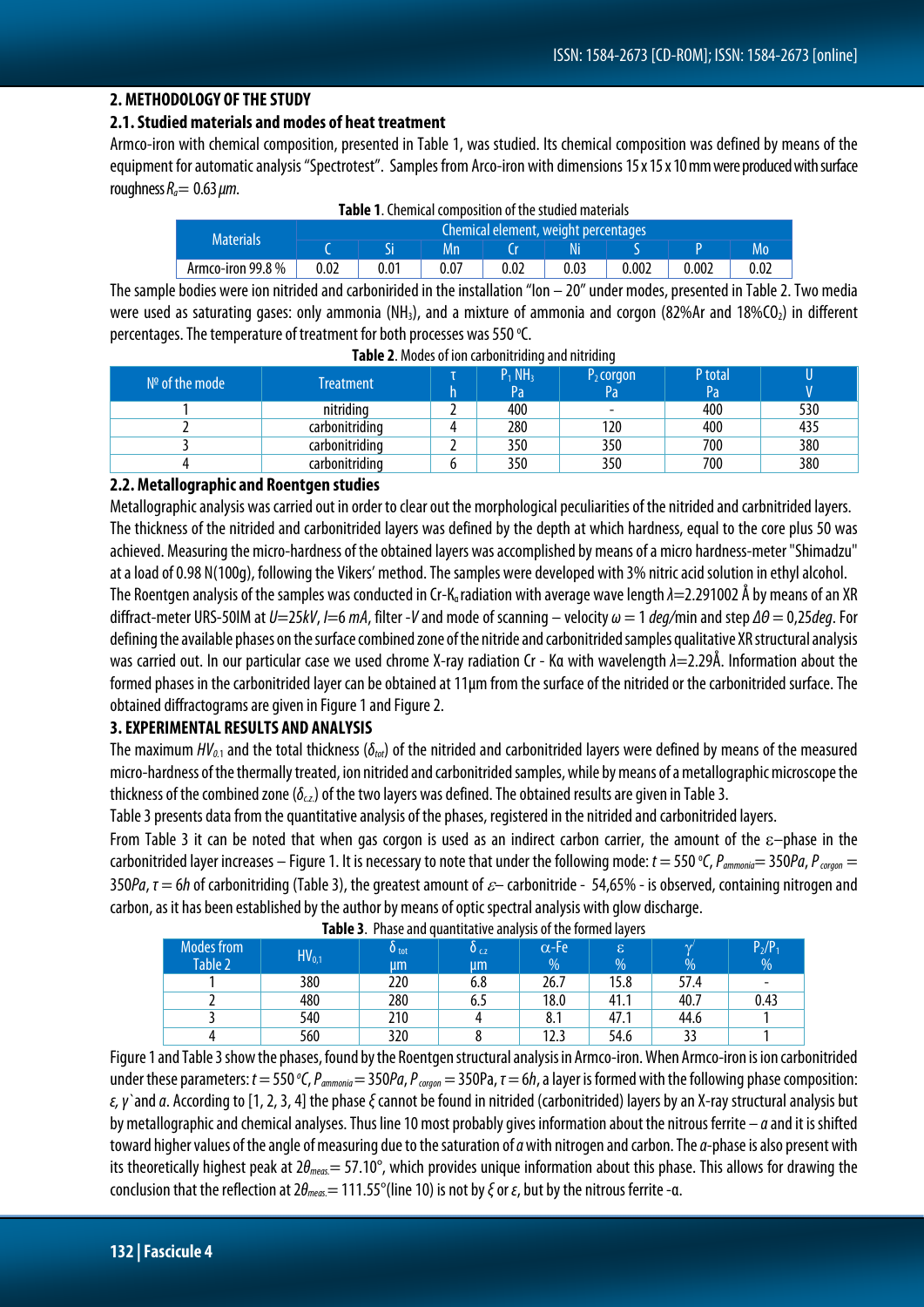## 2. METHODOLOGY OF THE STUDY

### 2.1. Studied materials and modes of heat treatment

Armco-iron with chemical composition, presented in Table 1, was studied. Its chemical composition was defined by means of the equipment for automatic analysis "Spectrotest". Samples from Arco-iron with dimensions 15 x 15 x 10 mm were produced with surface roughness $R_a$= 0.63 *μm*.

**Table 1**. Chemical composition of the studied materials

| Materials | Chemical element, weight percentages | | | | | | | |
|---|---|---|---|---|---|---|---|---|
| | C | Si | Mn | Cr | Ni | S | P | Mo |
| Armco-iron 99.8 % | 0.02 | 0.01 | 0.07 | 0.02 | 0.03 | 0.002 | 0.002 | 0.02 |

The sample bodies were ion nitrided and carbonirided in the installation "Ion – 20" under modes, presented in Table 2. Two media were used as saturating gases: only ammonia ($NH_3$), and a mixture of ammonia and corgon (82%Ar and 18%$CO_2$) in different percentages. The temperature of treatment for both processes was 550 °C.

**Table 2**. Modes of ion carbonitriding and nitriding

| Nº of the mode | Treatment | τ h | $P_1$ $NH_3$ Pa | $P_2$ corgon Pa | P total Pa | U V |
|---|---|---|---|---|---|---|
| 1 | nitriding | 2 | 400 | - | 400 | 530 |
| 2 | carbonitriding | 4 | 280 | 120 | 400 | 435 |
| 3 | carbonitriding | 2 | 350 | 350 | 700 | 380 |
| 4 | carbonitriding | 6 | 350 | 350 | 700 | 380 |

### 2.2. Metallographic and Roentgen studies

Metallographic analysis was carried out in order to clear out the morphological peculiarities of the nitrided and carbnitrided layers. The thickness of the nitrided and carbonitrided layers was defined by the depth at which hardness, equal to the core plus 50 was achieved. Measuring the micro-hardness of the obtained layers was accomplished by means of a micro hardness-meter "Shimadzu" at a load of 0.98 N(100g), following the Vikers' method. The samples were developed with 3% nitric acid solution in ethyl alcohol.

The Roentgen analysis of the samples was conducted in Cr-$K_\alpha$ radiation with average wave length $\lambda$=2.291002 Å by means of an XR diffract-meter URS-50IM at $U$=25$kV$, $I$=6 $mA$, filter -$V$ and mode of scanning – velocity $\omega$ = 1 *deg*/min and step $\Delta\theta$ = 0,25*deg*. For defining the available phases on the surface combined zone of the nitride and carbonitrided samples qualitative XR structural analysis was carried out. In our particular case we used chrome X-ray radiation Cr - Kα with wavelength $\lambda$=2.29Å. Information about the formed phases in the carbonitrided layer can be obtained at 11μm from the surface of the nitrided or the carbonitrided surface. The obtained diffractograms are given in Figure 1 and Figure 2.

## 3. EXPERIMENTAL RESULTS AND ANALYSIS

The maximum $HV_{0.1}$ and the total thickness ($\delta_{tot}$) of the nitrided and carbonitrided layers were defined by means of the measured micro-hardness of the thermally treated, ion nitrided and carbonitrided samples, while by means of a metallographic microscope the thickness of the combined zone ($\delta_{c.z.}$) of the two layers was defined. The obtained results are given in Table 3.

Table 3 presents data from the quantitative analysis of the phases, registered in the nitrided and carbonitrided layers.

From Table 3 it can be noted that when gas corgon is used as an indirect carbon carrier, the amount of the ε–phase in the carbonitrided layer increases – Figure 1. It is necessary to note that under the following mode: $t$ = 550 °$C$, $P_{ammonia}$= 350$Pa$, $P_{corgon}$ = 350$Pa$, $\tau$ = 6$h$ of carbonitriding (Table 3), the greatest amount of $\varepsilon$– carbonitride - 54,65% - is observed, containing nitrogen and carbon, as it has been established by the author by means of optic spectral analysis with glow discharge.

**Table 3**. Phase and quantitative analysis of the formed layers

| Modes from Table 2 | $HV_{0,1}$ | $\delta_{tot}$ μm | $\delta_{c.z}$ μm | α-Fe % | ε % | γ' % | $P_2$/$P_1$ % |
|---|---|---|---|---|---|---|---|
| 1 | 380 | 220 | 6.8 | 26.7 | 15.8 | 57.4 | - |
| 2 | 480 | 280 | 6.5 | 18.0 | 41.1 | 40.7 | 0.43 |
| 3 | 540 | 210 | 4 | 8.1 | 47.1 | 44.6 | 1 |
| 4 | 560 | 320 | 8 | 12.3 | 54.6 | 33 | 1 |

Figure 1 and Table 3 show the phases, found by the Roentgen structural analysis in Armco-iron. When Armco-iron is ion carbonitrided under these parameters: $t$ = 550 °$C$, $P_{ammonia}$ = 350$Pa$, $P_{corgon}$ = 350Pa, $\tau$ = 6$h$, a layer is formed with the following phase composition: *ε*, *γ*`and *α*. According to [1, 2, 3, 4] the phase *ξ* cannot be found in nitrided (carbonitrided) layers by an X-ray structural analysis but by metallographic and chemical analyses. Thus line 10 most probably gives information about the nitrous ferrite – *α* and it is shifted toward higher values of the angle of measuring due to the saturation of *α* with nitrogen and carbon. The *α*-phase is also present with its theoretically highest peak at $2\theta_{meas.}$= 57.10°, which provides unique information about this phase. This allows for drawing the conclusion that the reflection at $2\theta_{meas.}$= 111.55°(line 10) is not by *ξ* or *ε*, but by the nitrous ferrite -α.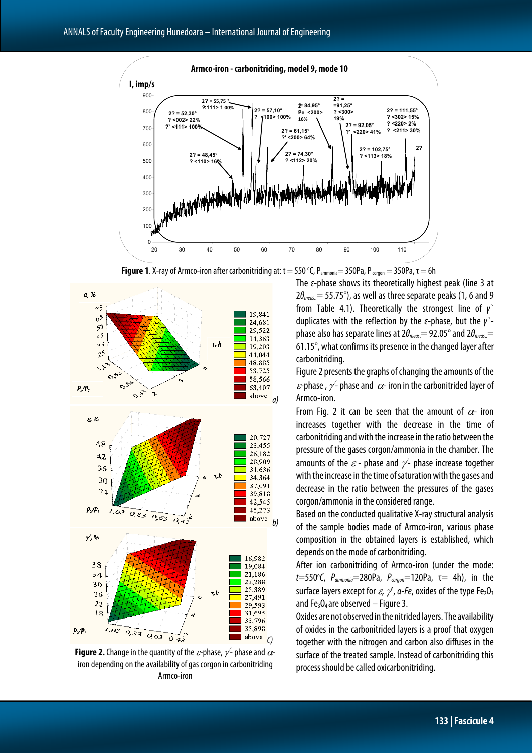**Figure 1**. X-ray of Armco-iron after carbonitriding at: t = 550 °C, $P_{ammonia}$ = 350Pa, $P_{corgon}$ = 350Pa, τ = 6h

**Figure 2.** Change in the quantity of the $\varepsilon$-phase, $\gamma'$- phase and $\alpha$-iron depending on the availability of gas corgon in carbonitriding Armco-iron

The *ε*-phase shows its theoretically highest peak (line 3 at $2\theta_{meas.}$ = 55.75°), as well as three separate peaks (1, 6 and 9 from Table 4.1). Theoretically the strongest line of *γ*` duplicates with the reflection by the *ε*-phase, but the *γ*`-phase also has separate lines at $2\theta_{meas.}$ = 92.05° and $2\theta_{meas.}$ = 61.15°, what confirms its presence in the changed layer after carbonitriding.

Figure 2 presents the graphs of changing the amounts of the $\varepsilon$-phase , $\gamma'$- phase and $\alpha$- iron in the carbonitrided layer of Armco-iron.

From Fig. 2 it can be seen that the amount of $\alpha$- iron increases together with the decrease in the time of carbonitriding and with the increase in the ratio between the pressure of the gases corgon/ammonia in the chamber. The amounts of the $\varepsilon$ - phase and $\gamma'$- phase increase together with the increase in the time of saturation with the gases and decrease in the ratio between the pressures of the gases corgon/ammonia in the considered range.

Based on the conducted qualitative X-ray structural analysis of the sample bodies made of Armco-iron, various phase composition in the obtained layers is established, which depends on the mode of carbonitriding.

After ion carbonitriding of Armco-iron (under the mode: *t*=550°*C*, $P_{ammonia}$=280Pa, $P_{corgon}$=120Pa, τ= 4h), in the surface layers except for $\varepsilon$, $\gamma'$, *a-Fe*, oxides of the type $Fe_2O_3$ and $Fe_3O_4$ are observed – Figure 3.

Oxides are not observed in the nitrided layers. The availability of oxides in the carbonitrided layers is a proof that oxygen together with the nitrogen and carbon also diffuses in the surface of the treated sample. Instead of carbonitriding this process should be called oxicarbonitriding.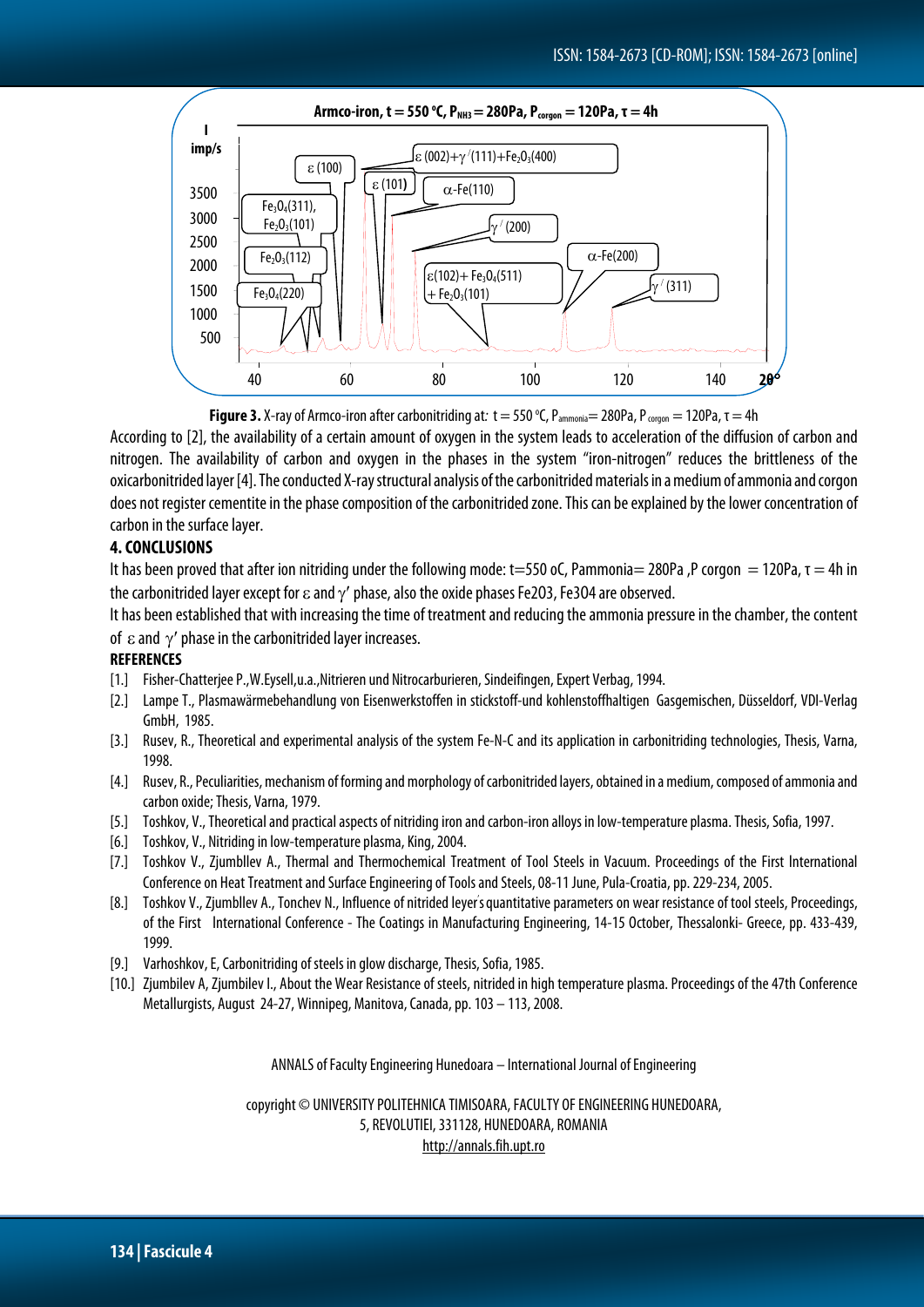Armco-iron, t = 550 °C, $P_{NH3}$ = 280Pa, $P_{corgon}$ = 120Pa, τ = 4h

I imp/s

3500
3000
2500
2000
1500
1000
500

40 60 80 100 120 140 2θ°

ε (100)

ε (002)+γ′(111)+$Fe_2O_3$(400)

ε (101)

α-Fe(110)

$Fe_3O_4$(311), $Fe_2O_3$(101)

γ′ (200)

$Fe_2O_3$(112)

α-Fe(200)

ε(102)+ $Fe_3O_4$(511) + $Fe_2O_3$(101)

γ′ (311)

$Fe_3O_4$(220)

**Figure 3.** X-ray of Armco-iron after carbonitriding at: t = 550 °C, $P_{ammonia}$= 280Pa, $P_{corgon}$ = 120Pa, τ = 4h

According to [2], the availability of a certain amount of oxygen in the system leads to acceleration of the diffusion of carbon and nitrogen. The availability of carbon and oxygen in the phases in the system "iron-nitrogen" reduces the brittleness of the oxicarbonitrided layer [4]. The conducted X-ray structural analysis of the carbonitrided materials in a medium of ammonia and corgon does not register cementite in the phase composition of the carbonitrided zone. This can be explained by the lower concentration of carbon in the surface layer.

## 4. CONCLUSIONS

It has been proved that after ion nitriding under the following mode: t=550 oC, Pammonia= 280Pa ,P corgon = 120Pa, τ = 4h in the carbonitrided layer except for ε and γ′ phase, also the oxide phases Fe2O3, Fe3O4 are observed.

It has been established that with increasing the time of treatment and reducing the ammonia pressure in the chamber, the content of ε and γ′ phase in the carbonitrided layer increases.

## REFERENCES

[1.] Fisher-Chatterjee P.,W.Eysell,u.a.,Nitrieren und Nitrocarburieren, Sindeifingen, Expert Verbag, 1994.

[2.] Lampe T., Plasmawärmebehandlung von Eisenwerkstoffen in stickstoff-und kohlenstoffhaltigen Gasgemischen, Düsseldorf, VDI-Verlag GmbH, 1985.

[3.] Rusev, R., Theoretical and experimental analysis of the system Fe-N-C and its application in carbonitriding technologies, Thesis, Varna, 1998.

[4.] Rusev, R., Peculiarities, mechanism of forming and morphology of carbonitrided layers, obtained in a medium, composed of ammonia and carbon oxide; Thesis, Varna, 1979.

[5.] Toshkov, V., Theoretical and practical aspects of nitriding iron and carbon-iron alloys in low-temperature plasma. Thesis, Sofia, 1997.

[6.] Toshkov, V., Nitriding in low-temperature plasma, King, 2004.

[7.] Toshkov V., Zjumbllev A., Thermal and Thermochemical Treatment of Tool Steels in Vacuum. Proceedings of the First International Conference on Heat Treatment and Surface Engineering of Tools and Steels, 08-11 June, Pula-Croatia, pp. 229-234, 2005.

[8.] Toshkov V., Zjumbllev A., Tonchev N., Influence of nitrided leyer's quantitative parameters on wear resistance of tool steels, Proceedings, of the First International Conference - The Coatings in Manufacturing Engineering, 14-15 October, Thessalonki- Greece, pp. 433-439, 1999.

[9.] Varhoshkov, E, Carbonitriding of steels in glow discharge, Thesis, Sofia, 1985.

[10.] Zjumbilev A, Zjumbilev I., About the Wear Resistance of steels, nitrided in high temperature plasma. Proceedings of the 47th Conference Metallurgists, August 24-27, Winnipeg, Manitova, Canada, pp. 103 – 113, 2008.

ANNALS of Faculty Engineering Hunedoara – International Journal of Engineering

copyright © UNIVERSITY POLITEHNICA TIMISOARA, FACULTY OF ENGINEERING HUNEDOARA,
5, REVOLUTIEI, 331128, HUNEDOARA, ROMANIA
http://annals.fih.upt.ro